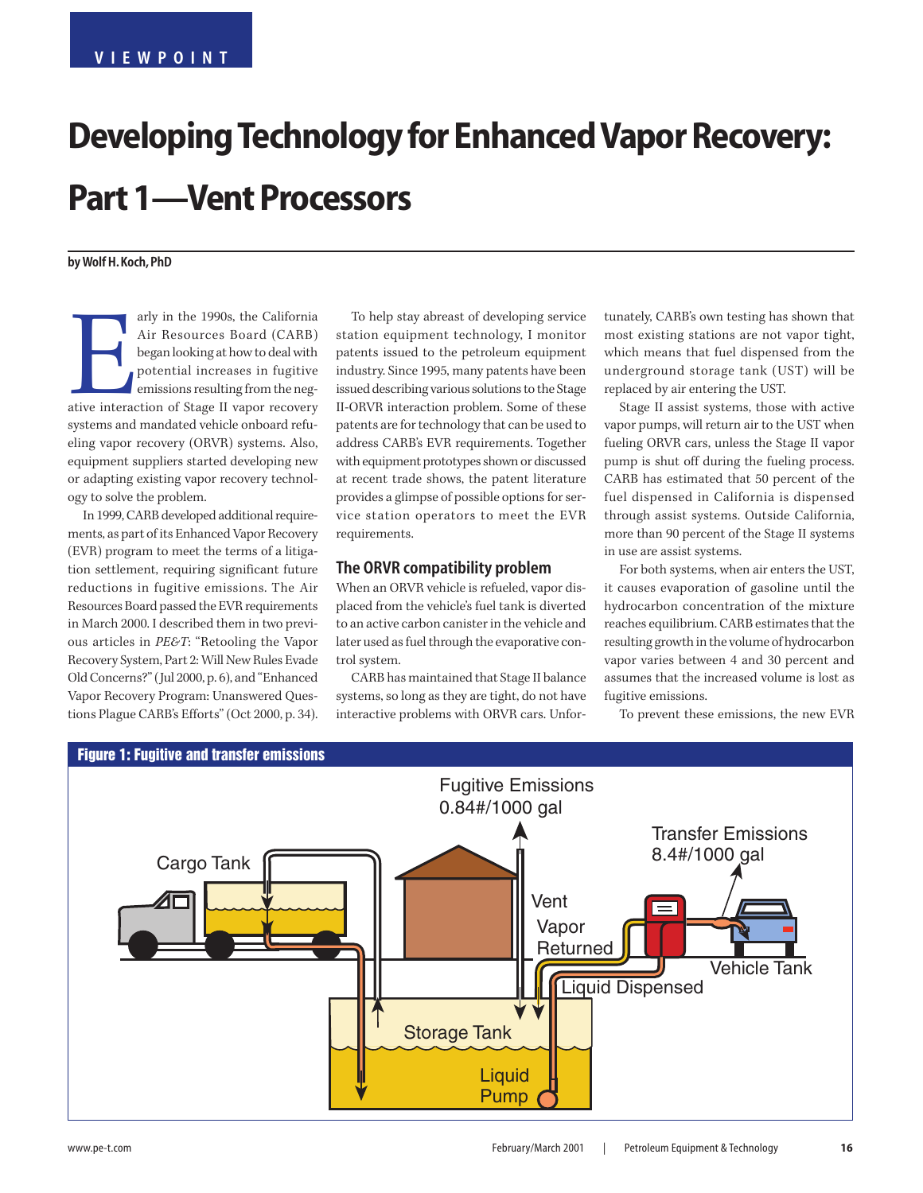VIEWPOINT

# Developing Technology for Enhanced Vapor Recovery: Part 1—Vent Processors

**by Wolf H. Koch, PhD**

Early in the 1990s, the California Air Resources Board (CARB) began looking at how to deal with potential increases in fugitive emissions resulting from the negative interaction of Stage II vapor recovery systems and mandated vehicle onboard refueling vapor recovery (ORVR) systems. Also, equipment suppliers started developing new or adapting existing vapor recovery technology to solve the problem.

In 1999, CARB developed additional requirements, as part of its Enhanced Vapor Recovery (EVR) program to meet the terms of a litigation settlement, requiring significant future reductions in fugitive emissions. The Air Resources Board passed the EVR requirements in March 2000. I described them in two previous articles in *PE&T*: "Retooling the Vapor Recovery System, Part 2: Will New Rules Evade Old Concerns?" (Jul 2000, p. 6), and "Enhanced Vapor Recovery Program: Unanswered Questions Plague CARB's Efforts" (Oct 2000, p. 34).

To help stay abreast of developing service station equipment technology, I monitor patents issued to the petroleum equipment industry. Since 1995, many patents have been issued describing various solutions to the Stage II-ORVR interaction problem. Some of these patents are for technology that can be used to address CARB's EVR requirements. Together with equipment prototypes shown or discussed at recent trade shows, the patent literature provides a glimpse of possible options for service station operators to meet the EVR requirements.

## The ORVR compatibility problem

When an ORVR vehicle is refueled, vapor displaced from the vehicle's fuel tank is diverted to an active carbon canister in the vehicle and later used as fuel through the evaporative control system.

CARB has maintained that Stage II balance systems, so long as they are tight, do not have interactive problems with ORVR cars. Unfortunately, CARB's own testing has shown that most existing stations are not vapor tight, which means that fuel dispensed from the underground storage tank (UST) will be replaced by air entering the UST.

Stage II assist systems, those with active vapor pumps, will return air to the UST when fueling ORVR cars, unless the Stage II vapor pump is shut off during the fueling process. CARB has estimated that 50 percent of the fuel dispensed in California is dispensed through assist systems. Outside California, more than 90 percent of the Stage II systems in use are assist systems.

For both systems, when air enters the UST, it causes evaporation of gasoline until the hydrocarbon concentration of the mixture reaches equilibrium. CARB estimates that the resulting growth in the volume of hydrocarbon vapor varies between 4 and 30 percent and assumes that the increased volume is lost as fugitive emissions.

To prevent these emissions, the new EVR

**Figure 1: Fugitive and transfer emissions**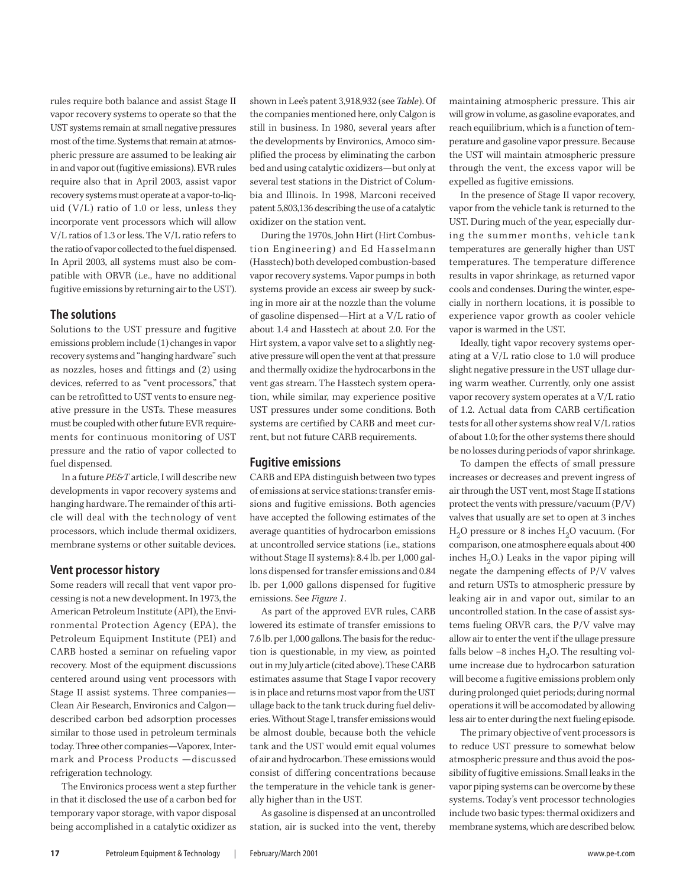rules require both balance and assist Stage II vapor recovery systems to operate so that the UST systems remain at small negative pressures most of the time. Systems that remain at atmospheric pressure are assumed to be leaking air in and vapor out (fugitive emissions). EVR rules require also that in April 2003, assist vapor recovery systems must operate at a vapor-to-liquid (V/L) ratio of 1.0 or less, unless they incorporate vent processors which will allow V/L ratios of 1.3 or less. The V/L ratio refers to the ratio of vapor collected to the fuel dispensed. In April 2003, all systems must also be compatible with ORVR (i.e., have no additional fugitive emissions by returning air to the UST).

## The solutions

Solutions to the UST pressure and fugitive emissions problem include (1) changes in vapor recovery systems and "hanging hardware" such as nozzles, hoses and fittings and (2) using devices, referred to as "vent processors," that can be retrofitted to UST vents to ensure negative pressure in the USTs. These measures must be coupled with other future EVR requirements for continuous monitoring of UST pressure and the ratio of vapor collected to fuel dispensed.

In a future *PE&T* article, I will describe new developments in vapor recovery systems and hanging hardware. The remainder of this article will deal with the technology of vent processors, which include thermal oxidizers, membrane systems or other suitable devices.

## Vent processor history

Some readers will recall that vent vapor processing is not a new development. In 1973, the American Petroleum Institute (API), the Environmental Protection Agency (EPA), the Petroleum Equipment Institute (PEI) and CARB hosted a seminar on refueling vapor recovery. Most of the equipment discussions centered around using vent processors with Stage II assist systems. Three companies—Clean Air Research, Environics and Calgon—described carbon bed adsorption processes similar to those used in petroleum terminals today. Three other companies—Vaporex, Intermark and Process Products —discussed refrigeration technology.

The Environics process went a step further in that it disclosed the use of a carbon bed for temporary vapor storage, with vapor disposal being accomplished in a catalytic oxidizer as shown in Lee's patent 3,918,932 (see *Table*). Of the companies mentioned here, only Calgon is still in business. In 1980, several years after the developments by Environics, Amoco simplified the process by eliminating the carbon bed and using catalytic oxidizers—but only at several test stations in the District of Columbia and Illinois. In 1998, Marconi received patent 5,803,136 describing the use of a catalytic oxidizer on the station vent.

During the 1970s, John Hirt (Hirt Combustion Engineering) and Ed Hasselmann (Hasstech) both developed combustion-based vapor recovery systems. Vapor pumps in both systems provide an excess air sweep by sucking in more air at the nozzle than the volume of gasoline dispensed—Hirt at a V/L ratio of about 1.4 and Hasstech at about 2.0. For the Hirt system, a vapor valve set to a slightly negative pressure will open the vent at that pressure and thermally oxidize the hydrocarbons in the vent gas stream. The Hasstech system operation, while similar, may experience positive UST pressures under some conditions. Both systems are certified by CARB and meet current, but not future CARB requirements.

## Fugitive emissions

CARB and EPA distinguish between two types of emissions at service stations: transfer emissions and fugitive emissions. Both agencies have accepted the following estimates of the average quantities of hydrocarbon emissions at uncontrolled service stations (i.e., stations without Stage II systems): 8.4 lb. per 1,000 gallons dispensed for transfer emissions and 0.84 lb. per 1,000 gallons dispensed for fugitive emissions. See *Figure 1*.

As part of the approved EVR rules, CARB lowered its estimate of transfer emissions to 7.6 lb. per 1,000 gallons. The basis for the reduction is questionable, in my view, as pointed out in my July article (cited above). These CARB estimates assume that Stage I vapor recovery is in place and returns most vapor from the UST ullage back to the tank truck during fuel deliveries. Without Stage I, transfer emissions would be almost double, because both the vehicle tank and the UST would emit equal volumes of air and hydrocarbon. These emissions would consist of differing concentrations because the temperature in the vehicle tank is generally higher than in the UST.

As gasoline is dispensed at an uncontrolled station, air is sucked into the vent, thereby maintaining atmospheric pressure. This air will grow in volume, as gasoline evaporates, and reach equilibrium, which is a function of temperature and gasoline vapor pressure. Because the UST will maintain atmospheric pressure through the vent, the excess vapor will be expelled as fugitive emissions.

In the presence of Stage II vapor recovery, vapor from the vehicle tank is returned to the UST. During much of the year, especially during the summer months, vehicle tank temperatures are generally higher than UST temperatures. The temperature difference results in vapor shrinkage, as returned vapor cools and condenses. During the winter, especially in northern locations, it is possible to experience vapor growth as cooler vehicle vapor is warmed in the UST.

Ideally, tight vapor recovery systems operating at a V/L ratio close to 1.0 will produce slight negative pressure in the UST ullage during warm weather. Currently, only one assist vapor recovery system operates at a V/L ratio of 1.2. Actual data from CARB certification tests for all other systems show real V/L ratios of about 1.0; for the other systems there should be no losses during periods of vapor shrinkage.

To dampen the effects of small pressure increases or decreases and prevent ingress of air through the UST vent, most Stage II stations protect the vents with pressure/vacuum (P/V) valves that usually are set to open at 3 inches $H_2O$ pressure or 8 inches $H_2O$ vacuum. (For comparison, one atmosphere equals about 400 inches $H_2O$.) Leaks in the vapor piping will negate the dampening effects of P/V valves and return USTs to atmospheric pressure by leaking air in and vapor out, similar to an uncontrolled station. In the case of assist systems fueling ORVR cars, the P/V valve may allow air to enter the vent if the ullage pressure falls below –8 inches $H_2O$. The resulting volume increase due to hydrocarbon saturation will become a fugitive emissions problem only during prolonged quiet periods; during normal operations it will be accomodated by allowing less air to enter during the next fueling episode.

The primary objective of vent processors is to reduce UST pressure to somewhat below atmospheric pressure and thus avoid the possibility of fugitive emissions. Small leaks in the vapor piping systems can be overcome by these systems. Today's vent processor technologies include two basic types: thermal oxidizers and membrane systems, which are described below.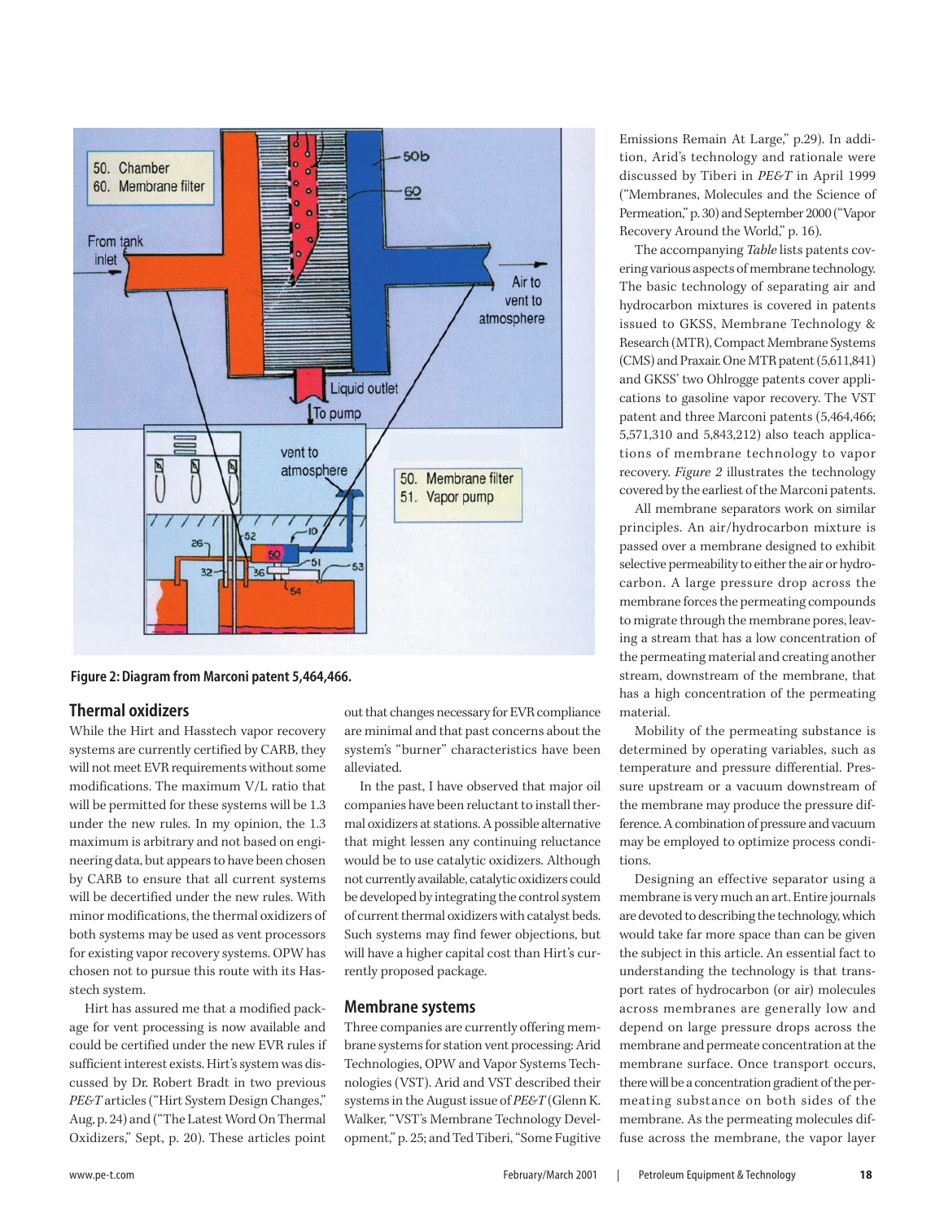Figure 2: Diagram from Marconi patent 5,464,466.

## Thermal oxidizers

While the Hirt and Hasstech vapor recovery systems are currently certified by CARB, they will not meet EVR requirements without some modifications. The maximum V/L ratio that will be permitted for these systems will be 1.3 under the new rules. In my opinion, the 1.3 maximum is arbitrary and not based on engineering data, but appears to have been chosen by CARB to ensure that all current systems will be decertified under the new rules. With minor modifications, the thermal oxidizers of both systems may be used as vent processors for existing vapor recovery systems. OPW has chosen not to pursue this route with its Hasstech system.

Hirt has assured me that a modified package for vent processing is now available and could be certified under the new EVR rules if sufficient interest exists. Hirt's system was discussed by Dr. Robert Bradt in two previous *PE&T* articles ("Hirt System Design Changes," Aug, p. 24) and ("The Latest Word On Thermal Oxidizers," Sept, p. 20). These articles point out that changes necessary for EVR compliance are minimal and that past concerns about the system's "burner" characteristics have been alleviated.

In the past, I have observed that major oil companies have been reluctant to install thermal oxidizers at stations. A possible alternative that might lessen any continuing reluctance would be to use catalytic oxidizers. Although not currently available, catalytic oxidizers could be developed by integrating the control system of current thermal oxidizers with catalyst beds. Such systems may find fewer objections, but will have a higher capital cost than Hirt's currently proposed package.

## Membrane systems

Three companies are currently offering membrane systems for station vent processing: Arid Technologies, OPW and Vapor Systems Technologies (VST). Arid and VST described their systems in the August issue of *PE&T* (Glenn K. Walker, "VST's Membrane Technology Development," p. 25; and Ted Tiberi, "Some Fugitive Emissions Remain At Large," p.29). In addition, Arid's technology and rationale were discussed by Tiberi in *PE&T* in April 1999 ("Membranes, Molecules and the Science of Permeation," p. 30) and September 2000 ("Vapor Recovery Around the World," p. 16).

The accompanying *Table* lists patents covering various aspects of membrane technology. The basic technology of separating air and hydrocarbon mixtures is covered in patents issued to GKSS, Membrane Technology & Research (MTR), Compact Membrane Systems (CMS) and Praxair. One MTR patent (5,611,841) and GKSS' two Ohlrogge patents cover applications to gasoline vapor recovery. The VST patent and three Marconi patents (5,464,466; 5,571,310 and 5,843,212) also teach applications of membrane technology to vapor recovery. *Figure 2* illustrates the technology covered by the earliest of the Marconi patents.

All membrane separators work on similar principles. An air/hydrocarbon mixture is passed over a membrane designed to exhibit selective permeability to either the air or hydrocarbon. A large pressure drop across the membrane forces the permeating compounds to migrate through the membrane pores, leaving a stream that has a low concentration of the permeating material and creating another stream, downstream of the membrane, that has a high concentration of the permeating material.

Mobility of the permeating substance is determined by operating variables, such as temperature and pressure differential. Pressure upstream or a vacuum downstream of the membrane may produce the pressure difference. A combination of pressure and vacuum may be employed to optimize process conditions.

Designing an effective separator using a membrane is very much an art. Entire journals are devoted to describing the technology, which would take far more space than can be given the subject in this article. An essential fact to understanding the technology is that transport rates of hydrocarbon (or air) molecules across membranes are generally low and depend on large pressure drops across the membrane and permeate concentration at the membrane surface. Once transport occurs, there will be a concentration gradient of the permeating substance on both sides of the membrane. As the permeating molecules diffuse across the membrane, the vapor layer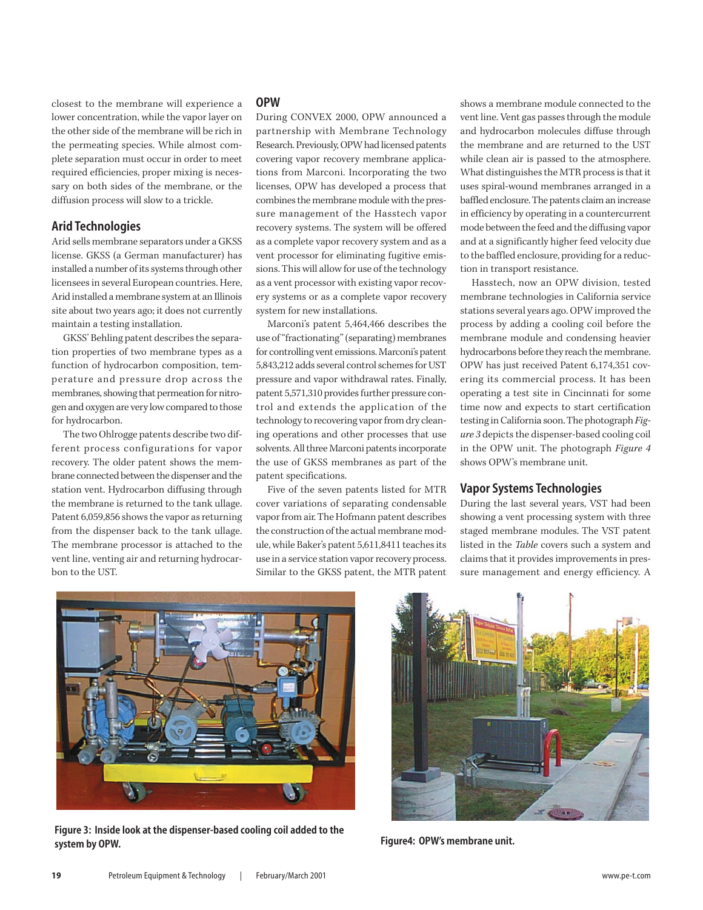closest to the membrane will experience a lower concentration, while the vapor layer on the other side of the membrane will be rich in the permeating species. While almost complete separation must occur in order to meet required efficiencies, proper mixing is necessary on both sides of the membrane, or the diffusion process will slow to a trickle.

## Arid Technologies

Arid sells membrane separators under a GKSS license. GKSS (a German manufacturer) has installed a number of its systems through other licensees in several European countries. Here, Arid installed a membrane system at an Illinois site about two years ago; it does not currently maintain a testing installation.

GKSS' Behling patent describes the separation properties of two membrane types as a function of hydrocarbon composition, temperature and pressure drop across the membranes, showing that permeation for nitrogen and oxygen are very low compared to those for hydrocarbon.

The two Ohlrogge patents describe two different process configurations for vapor recovery. The older patent shows the membrane connected between the dispenser and the station vent. Hydrocarbon diffusing through the membrane is returned to the tank ullage. Patent 6,059,856 shows the vapor as returning from the dispenser back to the tank ullage. The membrane processor is attached to the vent line, venting air and returning hydrocarbon to the UST.

## OPW

During CONVEX 2000, OPW announced a partnership with Membrane Technology Research. Previously, OPW had licensed patents covering vapor recovery membrane applications from Marconi. Incorporating the two licenses, OPW has developed a process that combines the membrane module with the pressure management of the Hasstech vapor recovery systems. The system will be offered as a complete vapor recovery system and as a vent processor for eliminating fugitive emissions. This will allow for use of the technology as a vent processor with existing vapor recovery systems or as a complete vapor recovery system for new installations.

Marconi's patent 5,464,466 describes the use of "fractionating" (separating) membranes for controlling vent emissions. Marconi's patent 5,843,212 adds several control schemes for UST pressure and vapor withdrawal rates. Finally, patent 5,571,310 provides further pressure control and extends the application of the technology to recovering vapor from dry cleaning operations and other processes that use solvents. All three Marconi patents incorporate the use of GKSS membranes as part of the patent specifications.

Five of the seven patents listed for MTR cover variations of separating condensable vapor from air. The Hofmann patent describes the construction of the actual membrane module, while Baker's patent 5,611,8411 teaches its use in a service station vapor recovery process. Similar to the GKSS patent, the MTR patent shows a membrane module connected to the vent line. Vent gas passes through the module and hydrocarbon molecules diffuse through the membrane and are returned to the UST while clean air is passed to the atmosphere. What distinguishes the MTR process is that it uses spiral-wound membranes arranged in a baffled enclosure. The patents claim an increase in efficiency by operating in a countercurrent mode between the feed and the diffusing vapor and at a significantly higher feed velocity due to the baffled enclosure, providing for a reduction in transport resistance.

Hasstech, now an OPW division, tested membrane technologies in California service stations several years ago. OPW improved the process by adding a cooling coil before the membrane module and condensing heavier hydrocarbons before they reach the membrane. OPW has just received Patent 6,174,351 covering its commercial process. It has been operating a test site in Cincinnati for some time now and expects to start certification testing in California soon. The photograph *Figure 3* depicts the dispenser-based cooling coil in the OPW unit. The photograph *Figure 4* shows OPW's membrane unit.

## Vapor Systems Technologies

During the last several years, VST had been showing a vent processing system with three staged membrane modules. The VST patent listed in the *Table* covers such a system and claims that it provides improvements in pressure management and energy efficiency. A

**Figure 3: Inside look at the dispenser-based cooling coil added to the system by OPW.**

**Figure4: OPW's membrane unit.**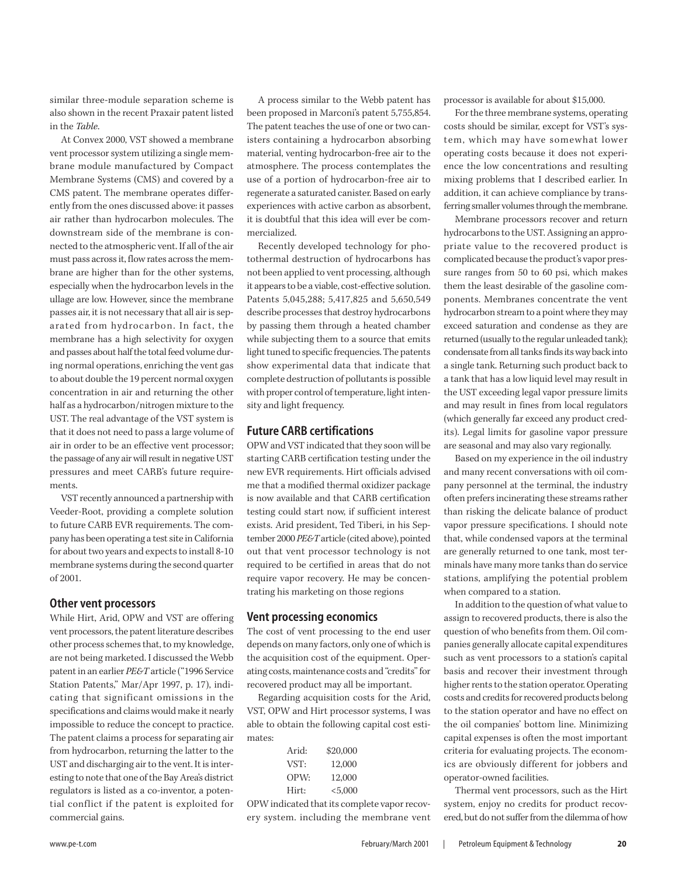similar three-module separation scheme is also shown in the recent Praxair patent listed in the *Table*.

At Convex 2000, VST showed a membrane vent processor system utilizing a single membrane module manufactured by Compact Membrane Systems (CMS) and covered by a CMS patent. The membrane operates differently from the ones discussed above: it passes air rather than hydrocarbon molecules. The downstream side of the membrane is connected to the atmospheric vent. If all of the air must pass across it, flow rates across the membrane are higher than for the other systems, especially when the hydrocarbon levels in the ullage are low. However, since the membrane passes air, it is not necessary that all air is separated from hydrocarbon. In fact, the membrane has a high selectivity for oxygen and passes about half the total feed volume during normal operations, enriching the vent gas to about double the 19 percent normal oxygen concentration in air and returning the other half as a hydrocarbon/nitrogen mixture to the UST. The real advantage of the VST system is that it does not need to pass a large volume of air in order to be an effective vent processor; the passage of any air will result in negative UST pressures and meet CARB's future requirements.

VST recently announced a partnership with Veeder-Root, providing a complete solution to future CARB EVR requirements. The company has been operating a test site in California for about two years and expects to install 8-10 membrane systems during the second quarter of 2001.

## Other vent processors

While Hirt, Arid, OPW and VST are offering vent processors, the patent literature describes other process schemes that, to my knowledge, are not being marketed. I discussed the Webb patent in an earlier *PE&T* article ("1996 Service Station Patents," Mar/Apr 1997, p. 17), indicating that significant omissions in the specifications and claims would make it nearly impossible to reduce the concept to practice. The patent claims a process for separating air from hydrocarbon, returning the latter to the UST and discharging air to the vent. It is interesting to note that one of the Bay Area's district regulators is listed as a co-inventor, a potential conflict if the patent is exploited for commercial gains.

A process similar to the Webb patent has been proposed in Marconi's patent 5,755,854. The patent teaches the use of one or two canisters containing a hydrocarbon absorbing material, venting hydrocarbon-free air to the atmosphere. The process contemplates the use of a portion of hydrocarbon-free air to regenerate a saturated canister. Based on early experiences with active carbon as absorbent, it is doubtful that this idea will ever be commercialized.

Recently developed technology for photothermal destruction of hydrocarbons has not been applied to vent processing, although it appears to be a viable, cost-effective solution. Patents 5,045,288; 5,417,825 and 5,650,549 describe processes that destroy hydrocarbons by passing them through a heated chamber while subjecting them to a source that emits light tuned to specific frequencies. The patents show experimental data that indicate that complete destruction of pollutants is possible with proper control of temperature, light intensity and light frequency.

## Future CARB certifications

OPW and VST indicated that they soon will be starting CARB certification testing under the new EVR requirements. Hirt officials advised me that a modified thermal oxidizer package is now available and that CARB certification testing could start now, if sufficient interest exists. Arid president, Ted Tiberi, in his September 2000 *PE&T* article (cited above), pointed out that vent processor technology is not required to be certified in areas that do not require vapor recovery. He may be concentrating his marketing on those regions

## Vent processing economics

The cost of vent processing to the end user depends on many factors, only one of which is the acquisition cost of the equipment. Operating costs, maintenance costs and "credits" for recovered product may all be important.

Regarding acquisition costs for the Arid, VST, OPW and Hirt processor systems, I was able to obtain the following capital cost estimates:

| | |
|---|---|
| Arid: | \$20,000 |
| VST: | 12,000 |
| OPW: | 12,000 |
| Hirt: | <5,000 |

OPW indicated that its complete vapor recovery system. including the membrane vent processor is available for about \$15,000.

For the three membrane systems, operating costs should be similar, except for VST's system, which may have somewhat lower operating costs because it does not experience the low concentrations and resulting mixing problems that I described earlier. In addition, it can achieve compliance by transferring smaller volumes through the membrane.

Membrane processors recover and return hydrocarbons to the UST. Assigning an appropriate value to the recovered product is complicated because the product's vapor pressure ranges from 50 to 60 psi, which makes them the least desirable of the gasoline components. Membranes concentrate the vent hydrocarbon stream to a point where they may exceed saturation and condense as they are returned (usually to the regular unleaded tank); condensate from all tanks finds its way back into a single tank. Returning such product back to a tank that has a low liquid level may result in the UST exceeding legal vapor pressure limits and may result in fines from local regulators (which generally far exceed any product credits). Legal limits for gasoline vapor pressure are seasonal and may also vary regionally.

Based on my experience in the oil industry and many recent conversations with oil company personnel at the terminal, the industry often prefers incinerating these streams rather than risking the delicate balance of product vapor pressure specifications. I should note that, while condensed vapors at the terminal are generally returned to one tank, most terminals have many more tanks than do service stations, amplifying the potential problem when compared to a station.

In addition to the question of what value to assign to recovered products, there is also the question of who benefits from them. Oil companies generally allocate capital expenditures such as vent processors to a station's capital basis and recover their investment through higher rents to the station operator. Operating costs and credits for recovered products belong to the station operator and have no effect on the oil companies' bottom line. Minimizing capital expenses is often the most important criteria for evaluating projects. The economics are obviously different for jobbers and operator-owned facilities.

Thermal vent processors, such as the Hirt system, enjoy no credits for product recovered, but do not suffer from the dilemma of how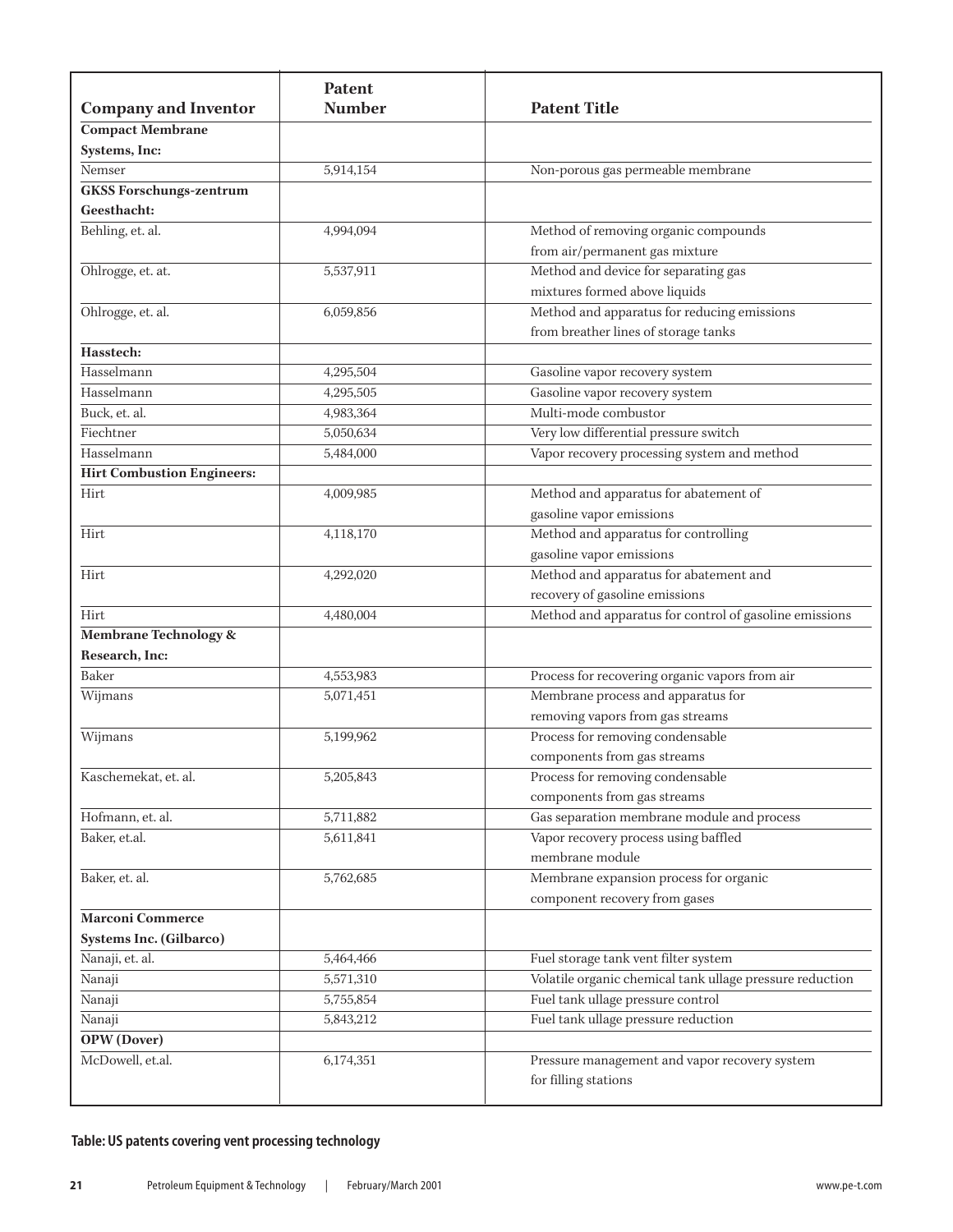| Company and Inventor | Patent Number | Patent Title |
|---|---|---|
| **Compact Membrane Systems, Inc:** | | |
| Nemser | 5,914,154 | Non-porous gas permeable membrane |
| **GKSS Forschungs-zentrum Geesthacht:** | | |
| Behling, et. al. | 4,994,094 | Method of removing organic compounds from air/permanent gas mixture |
| Ohlrogge, et. at. | 5,537,911 | Method and device for separating gas mixtures formed above liquids |
| Ohlrogge, et. al. | 6,059,856 | Method and apparatus for reducing emissions from breather lines of storage tanks |
| **Hasstech:** | | |
| Hasselmann | 4,295,504 | Gasoline vapor recovery system |
| Hasselmann | 4,295,505 | Gasoline vapor recovery system |
| Buck, et. al. | 4,983,364 | Multi-mode combustor |
| Fiechtner | 5,050,634 | Very low differential pressure switch |
| Hasselmann | 5,484,000 | Vapor recovery processing system and method |
| **Hirt Combustion Engineers:** | | |
| Hirt | 4,009,985 | Method and apparatus for abatement of gasoline vapor emissions |
| Hirt | 4,118,170 | Method and apparatus for controlling gasoline vapor emissions |
| Hirt | 4,292,020 | Method and apparatus for abatement and recovery of gasoline emissions |
| Hirt | 4,480,004 | Method and apparatus for control of gasoline emissions |
| **Membrane Technology & Research, Inc:** | | |
| Baker | 4,553,983 | Process for recovering organic vapors from air |
| Wijmans | 5,071,451 | Membrane process and apparatus for removing vapors from gas streams |
| Wijmans | 5,199,962 | Process for removing condensable components from gas streams |
| Kaschemekat, et. al. | 5,205,843 | Process for removing condensable components from gas streams |
| Hofmann, et. al. | 5,711,882 | Gas separation membrane module and process |
| Baker, et.al. | 5,611,841 | Vapor recovery process using baffled membrane module |
| Baker, et. al. | 5,762,685 | Membrane expansion process for organic component recovery from gases |
| **Marconi Commerce Systems Inc. (Gilbarco)** | | |
| Nanaji, et. al. | 5,464,466 | Fuel storage tank vent filter system |
| Nanaji | 5,571,310 | Volatile organic chemical tank ullage pressure reduction |
| Nanaji | 5,755,854 | Fuel tank ullage pressure control |
| Nanaji | 5,843,212 | Fuel tank ullage pressure reduction |
| **OPW (Dover)** | | |
| McDowell, et.al. | 6,174,351 | Pressure management and vapor recovery system for filling stations |

**Table: US patents covering vent processing technology**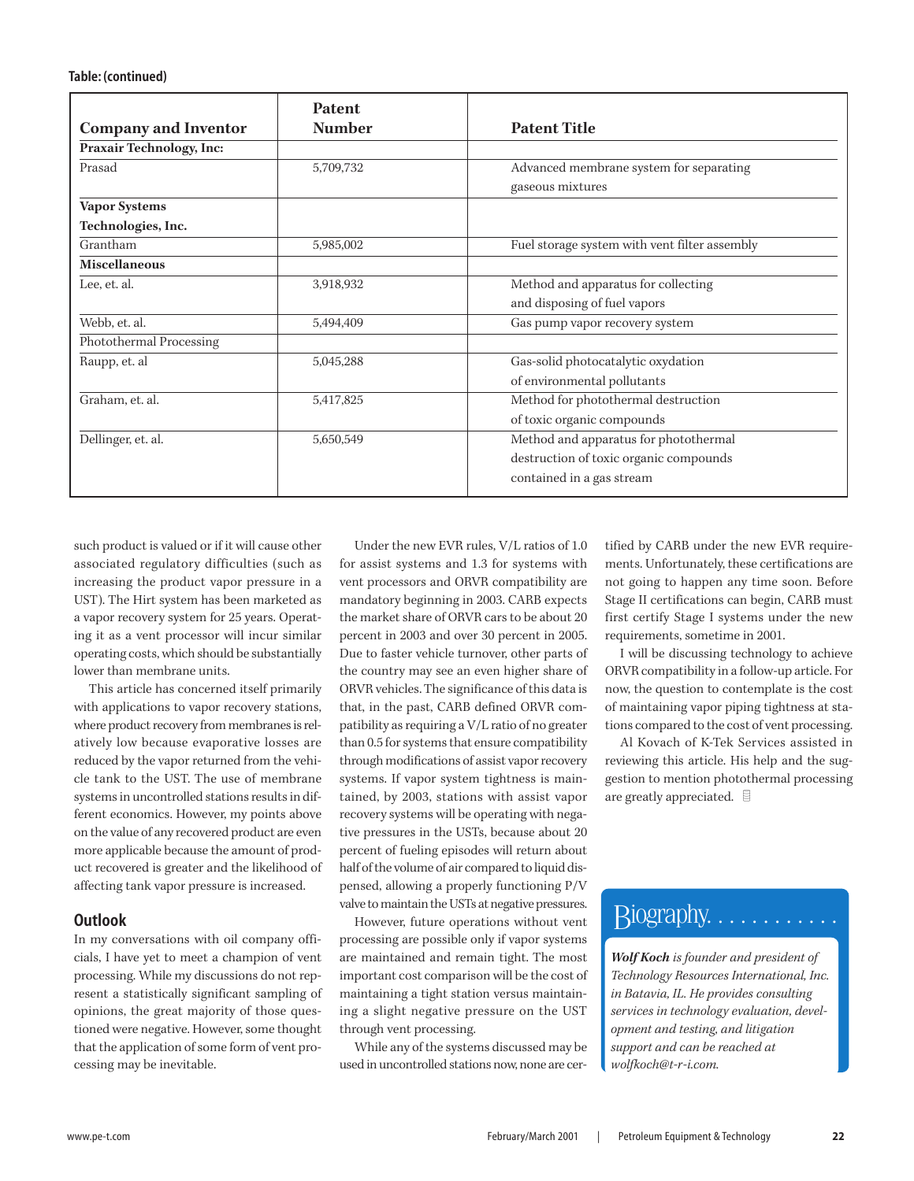**Table: (continued)**

| Company and Inventor | Patent Number | Patent Title |
|---|---|---|
| **Praxair Technology, Inc:** | | |
| Prasad | 5,709,732 | Advanced membrane system for separating gaseous mixtures |
| **Vapor Systems Technologies, Inc.** | | |
| Grantham | 5,985,002 | Fuel storage system with vent filter assembly |
| **Miscellaneous** | | |
| Lee, et. al. | 3,918,932 | Method and apparatus for collecting and disposing of fuel vapors |
| Webb, et. al. | 5,494,409 | Gas pump vapor recovery system |
| Photothermal Processing | | |
| Raupp, et. al | 5,045,288 | Gas-solid photocatalytic oxydation of environmental pollutants |
| Graham, et. al. | 5,417,825 | Method for photothermal destruction of toxic organic compounds |
| Dellinger, et. al. | 5,650,549 | Method and apparatus for photothermal destruction of toxic organic compounds contained in a gas stream |

such product is valued or if it will cause other associated regulatory difficulties (such as increasing the product vapor pressure in a UST). The Hirt system has been marketed as a vapor recovery system for 25 years. Operating it as a vent processor will incur similar operating costs, which should be substantially lower than membrane units.

This article has concerned itself primarily with applications to vapor recovery stations, where product recovery from membranes is relatively low because evaporative losses are reduced by the vapor returned from the vehicle tank to the UST. The use of membrane systems in uncontrolled stations results in different economics. However, my points above on the value of any recovered product are even more applicable because the amount of product recovered is greater and the likelihood of affecting tank vapor pressure is increased.

## Outlook

In my conversations with oil company officials, I have yet to meet a champion of vent processing. While my discussions do not represent a statistically significant sampling of opinions, the great majority of those questioned were negative. However, some thought that the application of some form of vent processing may be inevitable.

Under the new EVR rules, V/L ratios of 1.0 for assist systems and 1.3 for systems with vent processors and ORVR compatibility are mandatory beginning in 2003. CARB expects the market share of ORVR cars to be about 20 percent in 2003 and over 30 percent in 2005. Due to faster vehicle turnover, other parts of the country may see an even higher share of ORVR vehicles. The significance of this data is that, in the past, CARB defined ORVR compatibility as requiring a V/L ratio of no greater than 0.5 for systems that ensure compatibility through modifications of assist vapor recovery systems. If vapor system tightness is maintained, by 2003, stations with assist vapor recovery systems will be operating with negative pressures in the USTs, because about 20 percent of fueling episodes will return about half of the volume of air compared to liquid dispensed, allowing a properly functioning P/V valve to maintain the USTs at negative pressures.

However, future operations without vent processing are possible only if vapor systems are maintained and remain tight. The most important cost comparison will be the cost of maintaining a tight station versus maintaining a slight negative pressure on the UST through vent processing.

While any of the systems discussed may be used in uncontrolled stations now, none are certified by CARB under the new EVR requirements. Unfortunately, these certifications are not going to happen any time soon. Before Stage II certifications can begin, CARB must first certify Stage I systems under the new requirements, sometime in 2001.

I will be discussing technology to achieve ORVR compatibility in a follow-up article. For now, the question to contemplate is the cost of maintaining vapor piping tightness at stations compared to the cost of vent processing.

Al Kovach of K-Tek Services assisted in reviewing this article. His help and the suggestion to mention photothermal processing are greatly appreciated.

## Biography

***Wolf Koch*** *is founder and president of Technology Resources International, Inc. in Batavia, IL. He provides consulting services in technology evaluation, development and testing, and litigation support and can be reached at wolfkoch@t-r-i.com.*